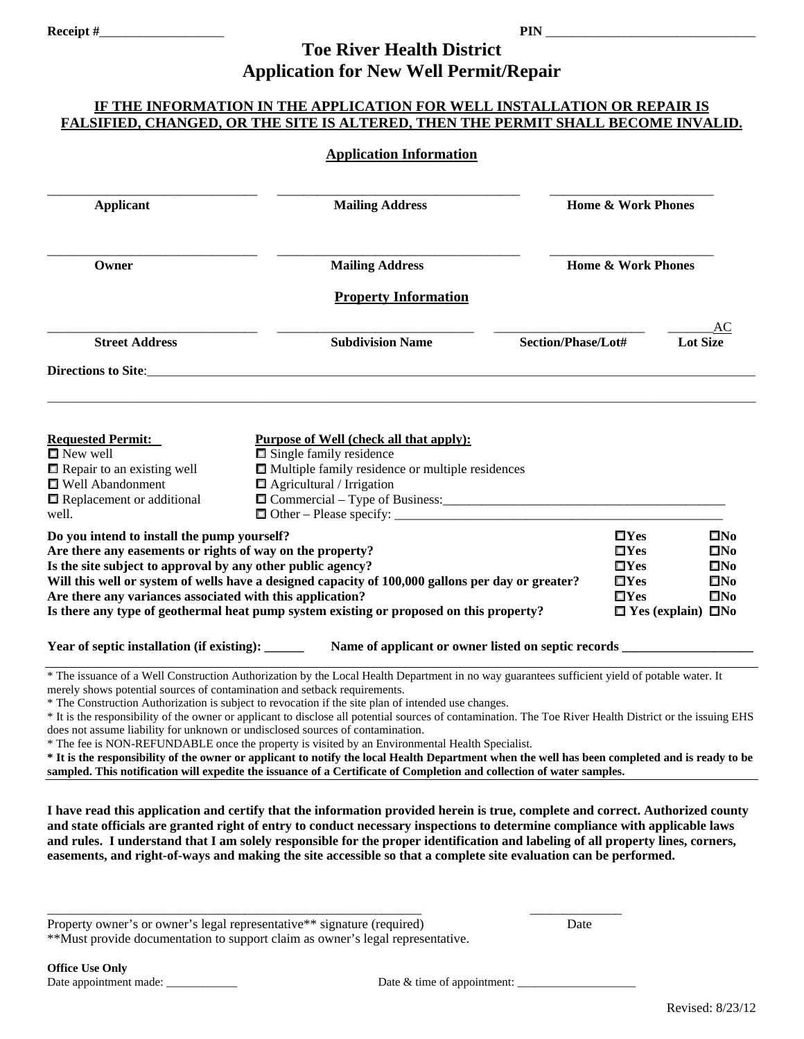Receipt #___________________ PIN _______________________________

# Toe River Health District
# Application for New Well Permit/Repair

**IF THE INFORMATION IN THE APPLICATION FOR WELL INSTALLATION OR REPAIR IS FALSIFIED, CHANGED, OR THE SITE IS ALTERED, THEN THE PERMIT SHALL BECOME INVALID.**

## Application Information

| ______________________________ | ______________________________ | ______________________________ |
|---|---|---|
| **Applicant** | **Mailing Address** | **Home & Work Phones** |
| ______________________________ | ______________________________ | ______________________________ |
| **Owner** | **Mailing Address** | **Home & Work Phones** |

## Property Information

| ______________________________ | ______________________________ | ______________________ | _______AC |
|---|---|---|---|
| **Street Address** | **Subdivision Name** | **Section/Phase/Lot#** | **Lot Size** |

**Directions to Site**:____________________________________________________________________________

______________________________________________________________________________________________

**Requested Permit:**
- ☐ New well
- ☐ Repair to an existing well
- ☐ Well Abandonment
- ☐ Replacement or additional well.

**Purpose of Well (check all that apply):**
- ☐ Single family residence
- ☐ Multiple family residence or multiple residences
- ☐ Agricultural / Irrigation
- ☐ Commercial – Type of Business:_____________________________________________
- ☐ Other – Please specify: ____________________________________________________

| | | |
|---|---|---|
| **Do you intend to install the pump yourself?** | ☐**Yes** | ☐**No** |
| **Are there any easements or rights of way on the property?** | ☐**Yes** | ☐**No** |
| **Is the site subject to approval by any other public agency?** | ☐**Yes** | ☐**No** |
| **Will this well or system of wells have a designed capacity of 100,000 gallons per day or greater?** | ☐**Yes** | ☐**No** |
| **Are there any variances associated with this application?** | ☐**Yes** | ☐**No** |
| **Is there any type of geothermal heat pump system existing or proposed on this property?** | ☐ **Yes (explain)** | ☐**No** |

**Year of septic installation (if existing): ______ Name of applicant or owner listed on septic records ___________________**

\* The issuance of a Well Construction Authorization by the Local Health Department in no way guarantees sufficient yield of potable water. It merely shows potential sources of contamination and setback requirements.

\* The Construction Authorization is subject to revocation if the site plan of intended use changes.

\* It is the responsibility of the owner or applicant to disclose all potential sources of contamination. The Toe River Health District or the issuing EHS does not assume liability for unknown or undisclosed sources of contamination.

\* The fee is NON-REFUNDABLE once the property is visited by an Environmental Health Specialist.

**\* It is the responsibility of the owner or applicant to notify the local Health Department when the well has been completed and is ready to be sampled. This notification will expedite the issuance of a Certificate of Completion and collection of water samples.**

**I have read this application and certify that the information provided herein is true, complete and correct. Authorized county and state officials are granted right of entry to conduct necessary inspections to determine compliance with applicable laws and rules. I understand that I am solely responsible for the proper identification and labeling of all property lines, corners, easements, and right-of-ways and making the site accessible so that a complete site evaluation can be performed.**

_______________________________________________________ ______________

Property owner's or owner's legal representative** signature (required) Date

**Must provide documentation to support claim as owner's legal representative.

**Office Use Only**

Date appointment made: ____________ Date & time of appointment: ____________________

Revised: 8/23/12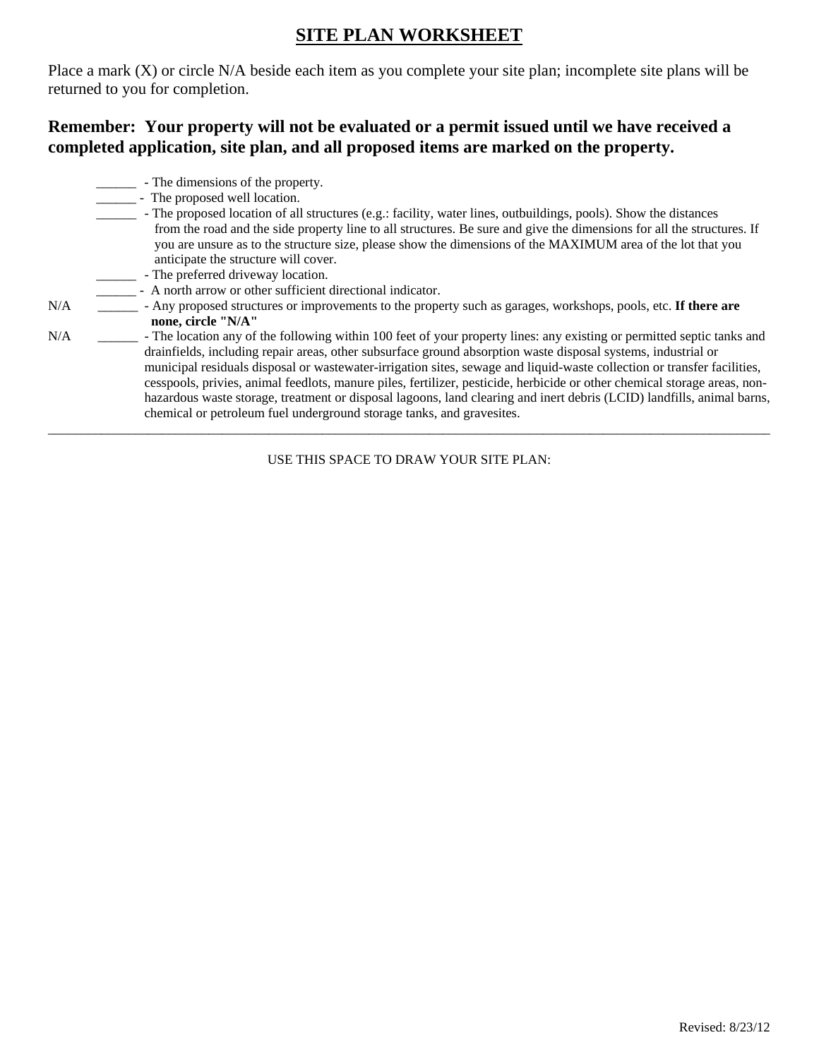## SITE PLAN WORKSHEET

Place a mark (X) or circle N/A beside each item as you complete your site plan; incomplete site plans will be returned to you for completion.

**Remember: Your property will not be evaluated or a permit issued until we have received a completed application, site plan, and all proposed items are marked on the property.**

______ - The dimensions of the property.

______ - The proposed well location.

______ - The proposed location of all structures (e.g.: facility, water lines, outbuildings, pools). Show the distances from the road and the side property line to all structures. Be sure and give the dimensions for all the structures. If you are unsure as to the structure size, please show the dimensions of the MAXIMUM area of the lot that you anticipate the structure will cover.

______ - The preferred driveway location.

______ - A north arrow or other sufficient directional indicator.

N/A ______ - Any proposed structures or improvements to the property such as garages, workshops, pools, etc. **If there are none, circle "N/A"**

N/A ______ - The location any of the following within 100 feet of your property lines: any existing or permitted septic tanks and drainfields, including repair areas, other subsurface ground absorption waste disposal systems, industrial or municipal residuals disposal or wastewater-irrigation sites, sewage and liquid-waste collection or transfer facilities, cesspools, privies, animal feedlots, manure piles, fertilizer, pesticide, herbicide or other chemical storage areas, non-hazardous waste storage, treatment or disposal lagoons, land clearing and inert debris (LCID) landfills, animal barns, chemical or petroleum fuel underground storage tanks, and gravesites.

---

USE THIS SPACE TO DRAW YOUR SITE PLAN:

Revised: 8/23/12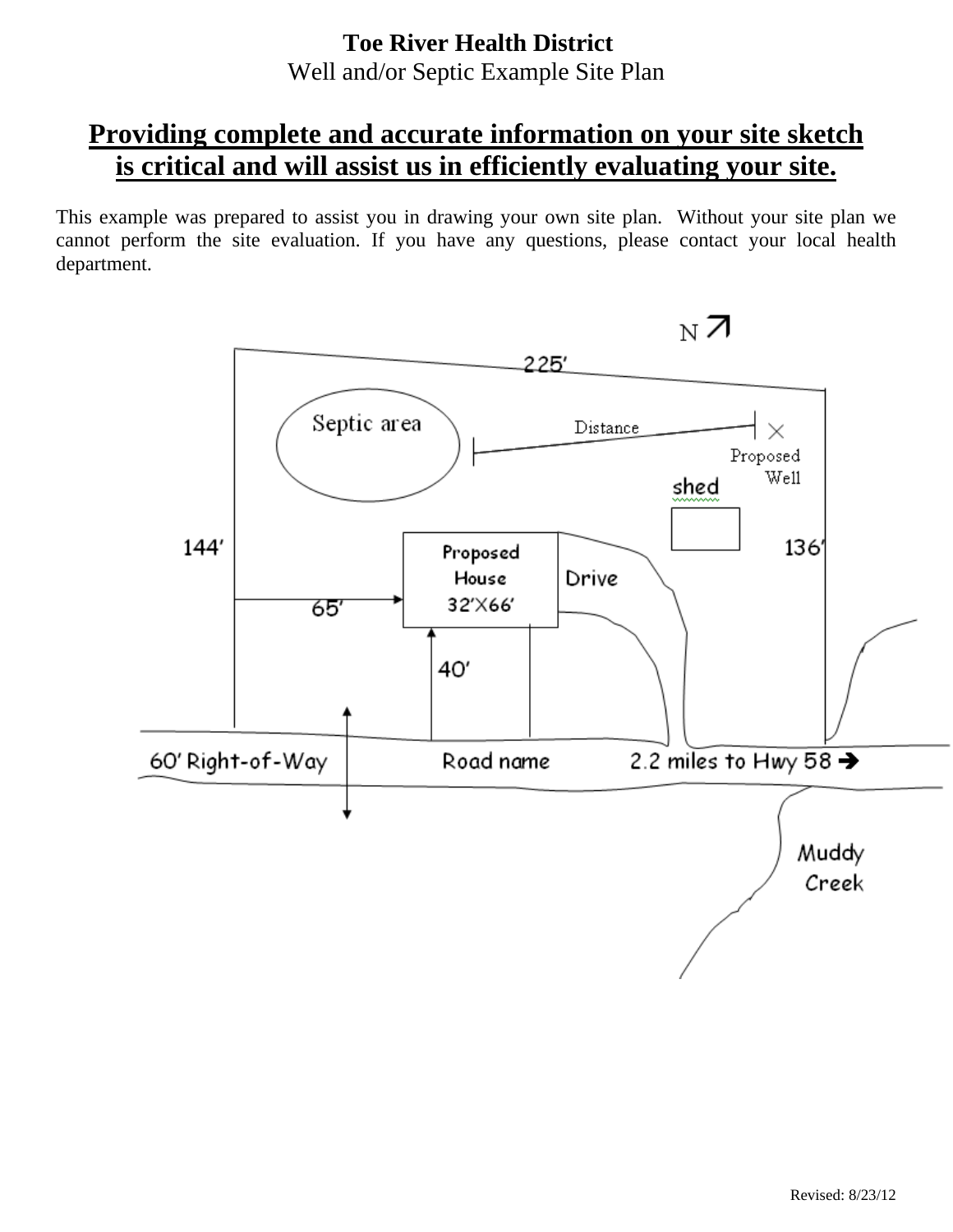**Toe River Health District**

Well and/or Septic Example Site Plan

## **Providing complete and accurate information on your site sketch is critical and will assist us in efficiently evaluating your site.**

This example was prepared to assist you in drawing your own site plan. Without your site plan we cannot perform the site evaluation. If you have any questions, please contact your local health department.

N ↗

225′

Septic area

Distance

Proposed Well

shed

144′

136′

Proposed House 32′X66′

Drive

65′

40′

60′ Right-of-Way

Road name

2.2 miles to Hwy 58 ➔

Muddy Creek

Revised: 8/23/12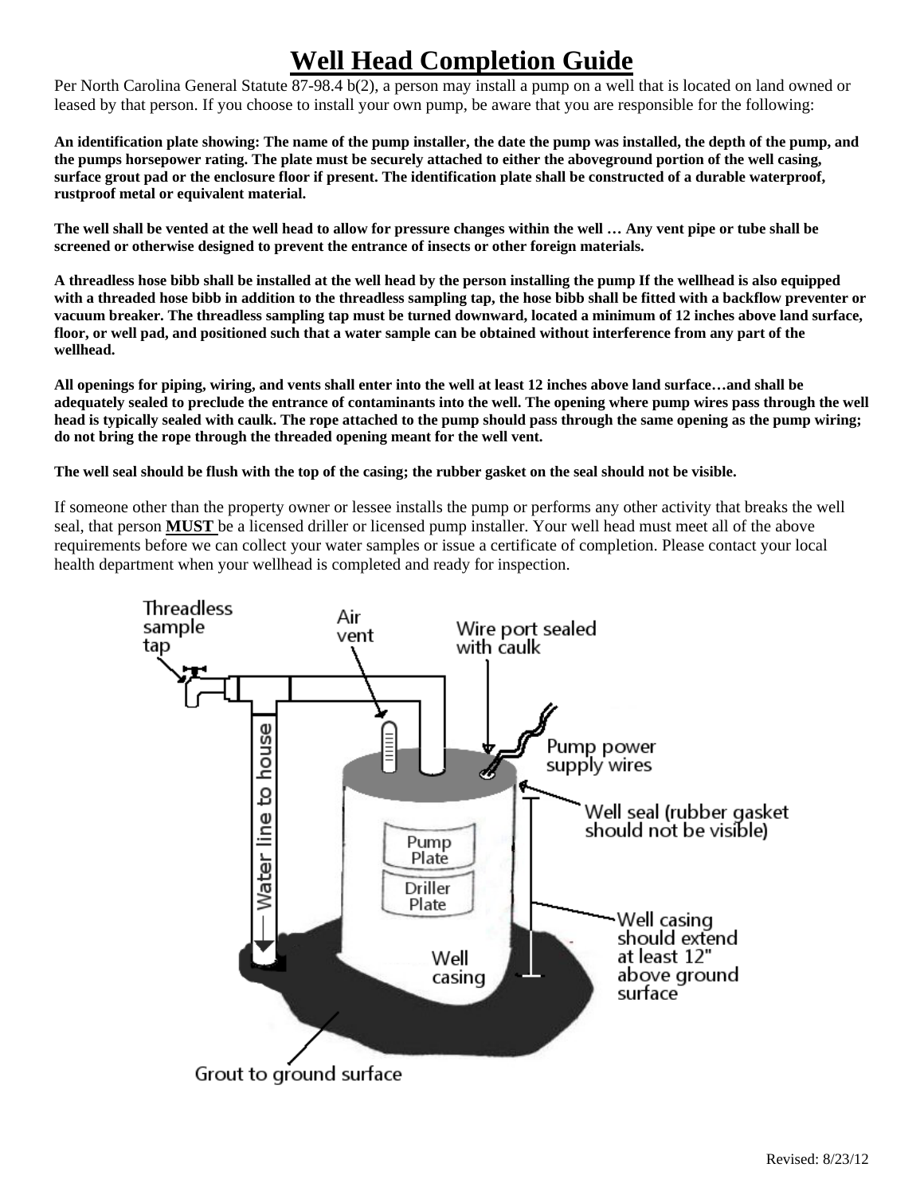# Well Head Completion Guide

Per North Carolina General Statute 87-98.4 b(2), a person may install a pump on a well that is located on land owned or leased by that person. If you choose to install your own pump, be aware that you are responsible for the following:

**An identification plate showing: The name of the pump installer, the date the pump was installed, the depth of the pump, and the pumps horsepower rating. The plate must be securely attached to either the aboveground portion of the well casing, surface grout pad or the enclosure floor if present. The identification plate shall be constructed of a durable waterproof, rustproof metal or equivalent material.**

**The well shall be vented at the well head to allow for pressure changes within the well … Any vent pipe or tube shall be screened or otherwise designed to prevent the entrance of insects or other foreign materials.**

**A threadless hose bibb shall be installed at the well head by the person installing the pump If the wellhead is also equipped with a threaded hose bibb in addition to the threadless sampling tap, the hose bibb shall be fitted with a backflow preventer or vacuum breaker. The threadless sampling tap must be turned downward, located a minimum of 12 inches above land surface, floor, or well pad, and positioned such that a water sample can be obtained without interference from any part of the wellhead.**

**All openings for piping, wiring, and vents shall enter into the well at least 12 inches above land surface…and shall be adequately sealed to preclude the entrance of contaminants into the well. The opening where pump wires pass through the well head is typically sealed with caulk. The rope attached to the pump should pass through the same opening as the pump wiring; do not bring the rope through the threaded opening meant for the well vent.**

**The well seal should be flush with the top of the casing; the rubber gasket on the seal should not be visible.**

If someone other than the property owner or lessee installs the pump or performs any other activity that breaks the well seal, that person **MUST** be a licensed driller or licensed pump installer. Your well head must meet all of the above requirements before we can collect your water samples or issue a certificate of completion. Please contact your local health department when your wellhead is completed and ready for inspection.

Threadless sample tap

Air vent

Wire port sealed with caulk

Pump power supply wires

Well seal (rubber gasket should not be visible)

Water line to house

Pump Plate

Driller Plate

Well casing

Well casing should extend at least 12" above ground surface

Grout to ground surface

Revised: 8/23/12